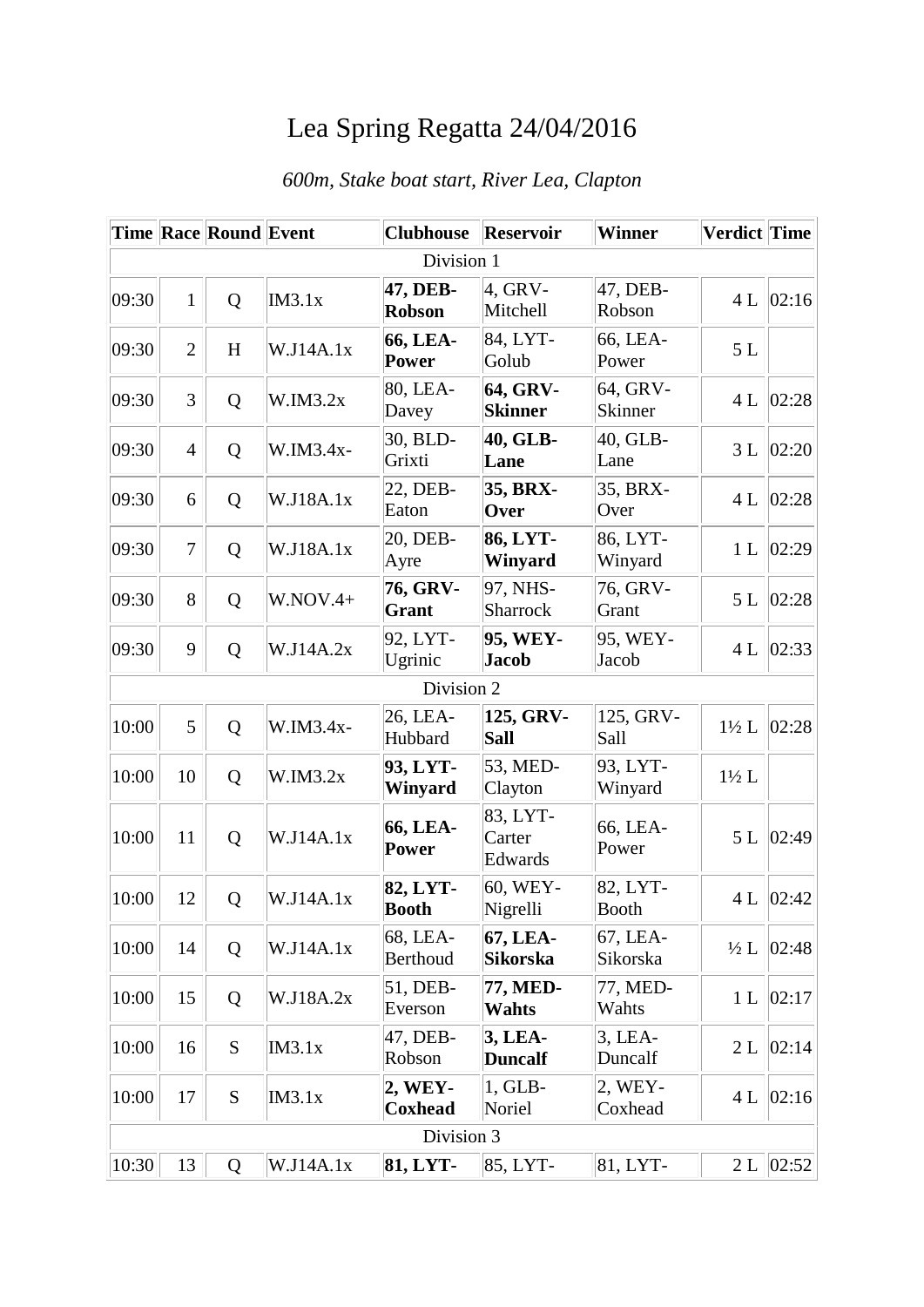# Lea Spring Regatta 24/04/2016

*600m, Stake boat start, River Lea, Clapton*

| Time | Race | Round | Event | Clubhouse | Reservoir | Winner | Verdict | Time |
|---|---|---|---|---|---|---|---|---|
| Division 1 | | | | | | | | |
| 09:30 | 1 | Q | IM3.1x | **47, DEB-Robson** | 4, GRV-Mitchell | 47, DEB-Robson | 4 L | 02:16 |
| 09:30 | 2 | H | W.J14A.1x | **66, LEA-Power** | 84, LYT-Golub | 66, LEA-Power | 5 L | |
| 09:30 | 3 | Q | W.IM3.2x | 80, LEA-Davey | **64, GRV-Skinner** | 64, GRV-Skinner | 4 L | 02:28 |
| 09:30 | 4 | Q | W.IM3.4x- | 30, BLD-Grixti | **40, GLB-Lane** | 40, GLB-Lane | 3 L | 02:20 |
| 09:30 | 6 | Q | W.J18A.1x | 22, DEB-Eaton | **35, BRX-Over** | 35, BRX-Over | 4 L | 02:28 |
| 09:30 | 7 | Q | W.J18A.1x | 20, DEB-Ayre | **86, LYT-Winyard** | 86, LYT-Winyard | 1 L | 02:29 |
| 09:30 | 8 | Q | W.NOV.4+ | **76, GRV-Grant** | 97, NHS-Sharrock | 76, GRV-Grant | 5 L | 02:28 |
| 09:30 | 9 | Q | W.J14A.2x | 92, LYT-Ugrinic | **95, WEY-Jacob** | 95, WEY-Jacob | 4 L | 02:33 |
| Division 2 | | | | | | | | |
| 10:00 | 5 | Q | W.IM3.4x- | 26, LEA-Hubbard | **125, GRV-Sall** | 125, GRV-Sall | 1½ L | 02:28 |
| 10:00 | 10 | Q | W.IM3.2x | **93, LYT-Winyard** | 53, MED-Clayton | 93, LYT-Winyard | 1½ L | |
| 10:00 | 11 | Q | W.J14A.1x | **66, LEA-Power** | 83, LYT-Carter Edwards | 66, LEA-Power | 5 L | 02:49 |
| 10:00 | 12 | Q | W.J14A.1x | **82, LYT-Booth** | 60, WEY-Nigrelli | 82, LYT-Booth | 4 L | 02:42 |
| 10:00 | 14 | Q | W.J14A.1x | 68, LEA-Berthoud | **67, LEA-Sikorska** | 67, LEA-Sikorska | ½ L | 02:48 |
| 10:00 | 15 | Q | W.J18A.2x | 51, DEB-Everson | **77, MED-Wahts** | 77, MED-Wahts | 1 L | 02:17 |
| 10:00 | 16 | S | IM3.1x | 47, DEB-Robson | **3, LEA-Duncalf** | 3, LEA-Duncalf | 2 L | 02:14 |
| 10:00 | 17 | S | IM3.1x | **2, WEY-Coxhead** | 1, GLB-Noriel | 2, WEY-Coxhead | 4 L | 02:16 |
| Division 3 | | | | | | | | |
| 10:30 | 13 | Q | W.J14A.1x | **81, LYT-** | 85, LYT- | 81, LYT- | 2 L | 02:52 |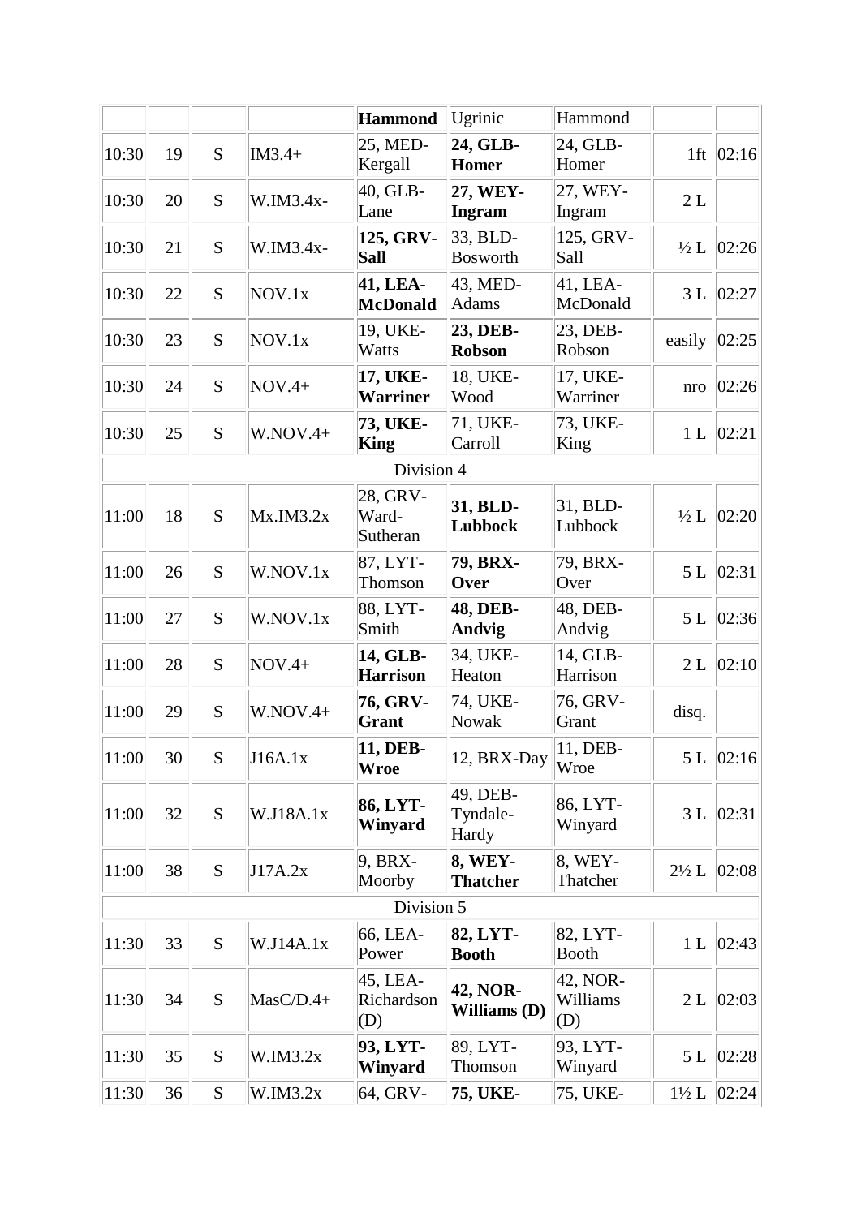| | | | | **Hammond** | Ugrinic | Hammond | | |
|---|---|---|---|---|---|---|---|---|
| 10:30 | 19 | S | IM3.4+ | 25, MED-Kergall | **24, GLB-Homer** | 24, GLB-Homer | 1ft | 02:16 |
| 10:30 | 20 | S | W.IM3.4x- | 40, GLB-Lane | **27, WEY-Ingram** | 27, WEY-Ingram | 2 L | |
| 10:30 | 21 | S | W.IM3.4x- | **125, GRV-Sall** | 33, BLD-Bosworth | 125, GRV-Sall | ½ L | 02:26 |
| 10:30 | 22 | S | NOV.1x | **41, LEA-McDonald** | 43, MED-Adams | 41, LEA-McDonald | 3 L | 02:27 |
| 10:30 | 23 | S | NOV.1x | 19, UKE-Watts | **23, DEB-Robson** | 23, DEB-Robson | easily | 02:25 |
| 10:30 | 24 | S | NOV.4+ | **17, UKE-Warriner** | 18, UKE-Wood | 17, UKE-Warriner | nro | 02:26 |
| 10:30 | 25 | S | W.NOV.4+ | **73, UKE-King** | 71, UKE-Carroll | 73, UKE-King | 1 L | 02:21 |
| Division 4 | | | | | | | | |
| 11:00 | 18 | S | Mx.IM3.2x | 28, GRV-Ward-Sutheran | **31, BLD-Lubbock** | 31, BLD-Lubbock | ½ L | 02:20 |
| 11:00 | 26 | S | W.NOV.1x | 87, LYT-Thomson | **79, BRX-Over** | 79, BRX-Over | 5 L | 02:31 |
| 11:00 | 27 | S | W.NOV.1x | 88, LYT-Smith | **48, DEB-Andvig** | 48, DEB-Andvig | 5 L | 02:36 |
| 11:00 | 28 | S | NOV.4+ | **14, GLB-Harrison** | 34, UKE-Heaton | 14, GLB-Harrison | 2 L | 02:10 |
| 11:00 | 29 | S | W.NOV.4+ | **76, GRV-Grant** | 74, UKE-Nowak | 76, GRV-Grant | disq. | |
| 11:00 | 30 | S | J16A.1x | **11, DEB-Wroe** | 12, BRX-Day | 11, DEB-Wroe | 5 L | 02:16 |
| 11:00 | 32 | S | W.J18A.1x | **86, LYT-Winyard** | 49, DEB-Tyndale-Hardy | 86, LYT-Winyard | 3 L | 02:31 |
| 11:00 | 38 | S | J17A.2x | 9, BRX-Moorby | **8, WEY-Thatcher** | 8, WEY-Thatcher | 2½ L | 02:08 |
| Division 5 | | | | | | | | |
| 11:30 | 33 | S | W.J14A.1x | 66, LEA-Power | **82, LYT-Booth** | 82, LYT-Booth | 1 L | 02:43 |
| 11:30 | 34 | S | MasC/D.4+ | 45, LEA-Richardson (D) | **42, NOR-Williams (D)** | 42, NOR-Williams (D) | 2 L | 02:03 |
| 11:30 | 35 | S | W.IM3.2x | **93, LYT-Winyard** | 89, LYT-Thomson | 93, LYT-Winyard | 5 L | 02:28 |
| 11:30 | 36 | S | W.IM3.2x | 64, GRV- | **75, UKE-** | 75, UKE- | 1½ L | 02:24 |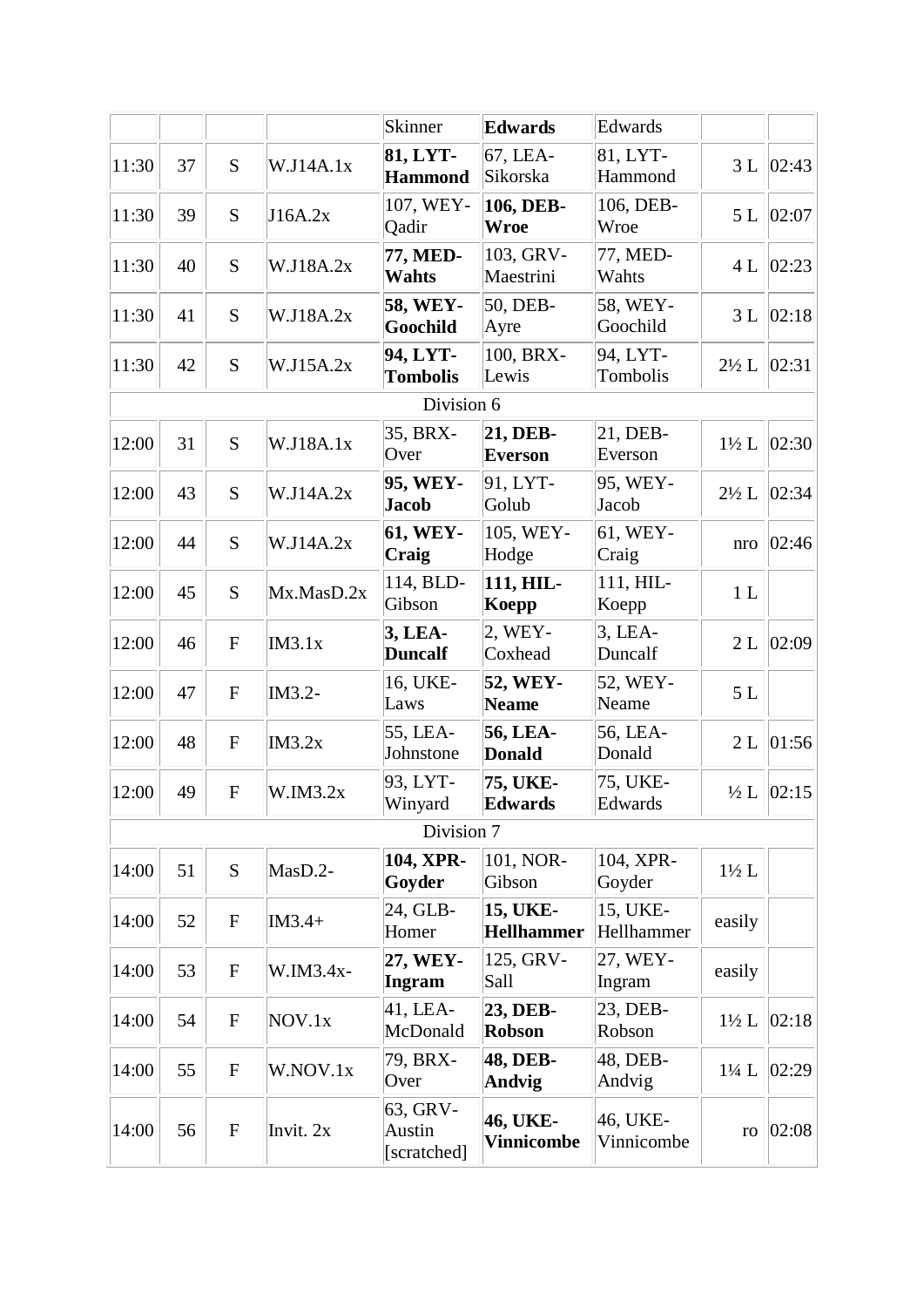| | | | | Skinner | **Edwards** | Edwards | | |
|---|---|---|---|---|---|---|---|---|
| 11:30 | 37 | S | W.J14A.1x | **81, LYT-Hammond** | 67, LEA-Sikorska | 81, LYT-Hammond | 3 L | 02:43 |
| 11:30 | 39 | S | J16A.2x | 107, WEY-Qadir | **106, DEB-Wroe** | 106, DEB-Wroe | 5 L | 02:07 |
| 11:30 | 40 | S | W.J18A.2x | **77, MED-Wahts** | 103, GRV-Maestrini | 77, MED-Wahts | 4 L | 02:23 |
| 11:30 | 41 | S | W.J18A.2x | **58, WEY-Goochild** | 50, DEB-Ayre | 58, WEY-Goochild | 3 L | 02:18 |
| 11:30 | 42 | S | W.J15A.2x | **94, LYT-Tombolis** | 100, BRX-Lewis | 94, LYT-Tombolis | 2½ L | 02:31 |
| Division 6 | | | | | | | | |
| 12:00 | 31 | S | W.J18A.1x | 35, BRX-Over | **21, DEB-Everson** | 21, DEB-Everson | 1½ L | 02:30 |
| 12:00 | 43 | S | W.J14A.2x | **95, WEY-Jacob** | 91, LYT-Golub | 95, WEY-Jacob | 2½ L | 02:34 |
| 12:00 | 44 | S | W.J14A.2x | **61, WEY-Craig** | 105, WEY-Hodge | 61, WEY-Craig | nro | 02:46 |
| 12:00 | 45 | S | Mx.MasD.2x | 114, BLD-Gibson | **111, HIL-Koepp** | 111, HIL-Koepp | 1 L | |
| 12:00 | 46 | F | IM3.1x | **3, LEA-Duncalf** | 2, WEY-Coxhead | 3, LEA-Duncalf | 2 L | 02:09 |
| 12:00 | 47 | F | IM3.2- | 16, UKE-Laws | **52, WEY-Neame** | 52, WEY-Neame | 5 L | |
| 12:00 | 48 | F | IM3.2x | 55, LEA-Johnstone | **56, LEA-Donald** | 56, LEA-Donald | 2 L | 01:56 |
| 12:00 | 49 | F | W.IM3.2x | 93, LYT-Winyard | **75, UKE-Edwards** | 75, UKE-Edwards | ½ L | 02:15 |
| Division 7 | | | | | | | | |
| 14:00 | 51 | S | MasD.2- | **104, XPR-Goyder** | 101, NOR-Gibson | 104, XPR-Goyder | 1½ L | |
| 14:00 | 52 | F | IM3.4+ | 24, GLB-Homer | **15, UKE-Hellhammer** | 15, UKE-Hellhammer | easily | |
| 14:00 | 53 | F | W.IM3.4x- | **27, WEY-Ingram** | 125, GRV-Sall | 27, WEY-Ingram | easily | |
| 14:00 | 54 | F | NOV.1x | 41, LEA-McDonald | **23, DEB-Robson** | 23, DEB-Robson | 1½ L | 02:18 |
| 14:00 | 55 | F | W.NOV.1x | 79, BRX-Over | **48, DEB-Andvig** | 48, DEB-Andvig | 1¼ L | 02:29 |
| 14:00 | 56 | F | Invit. 2x | 63, GRV-Austin [scratched] | **46, UKE-Vinnicombe** | 46, UKE-Vinnicombe | ro | 02:08 |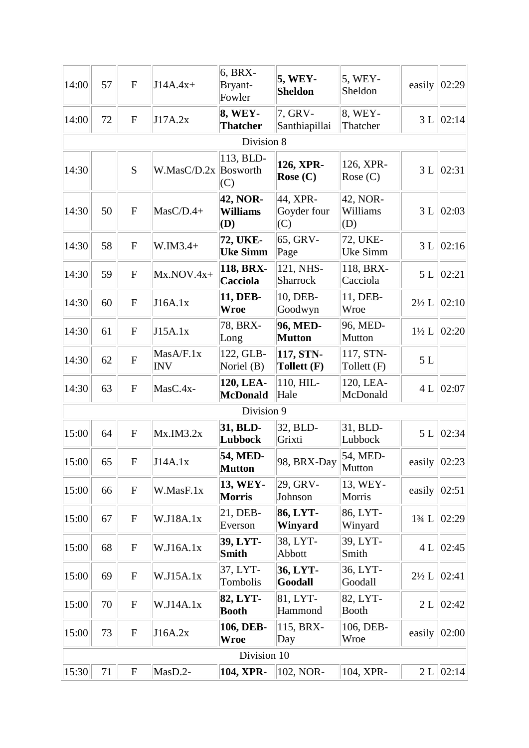| | | | | | | | | |
|---|---|---|---|---|---|---|---|---|
| 14:00 | 57 | F | J14A.4x+ | 6, BRX-Bryant-Fowler | **5, WEY-Sheldon** | 5, WEY-Sheldon | easily | 02:29 |
| 14:00 | 72 | F | J17A.2x | **8, WEY-Thatcher** | 7, GRV-Santhiapillai | 8, WEY-Thatcher | 3 L | 02:14 |
| Division 8 | | | | | | | | |
| 14:30 | | S | W.MasC/D.2x | 113, BLD-Bosworth (C) | **126, XPR-Rose (C)** | 126, XPR-Rose (C) | 3 L | 02:31 |
| 14:30 | 50 | F | MasC/D.4+ | **42, NOR-Williams (D)** | 44, XPR-Goyder four (C) | 42, NOR-Williams (D) | 3 L | 02:03 |
| 14:30 | 58 | F | W.IM3.4+ | **72, UKE-Uke Simm** | 65, GRV-Page | 72, UKE-Uke Simm | 3 L | 02:16 |
| 14:30 | 59 | F | Mx.NOV.4x+ | **118, BRX-Cacciola** | 121, NHS-Sharrock | 118, BRX-Cacciola | 5 L | 02:21 |
| 14:30 | 60 | F | J16A.1x | **11, DEB-Wroe** | 10, DEB-Goodwyn | 11, DEB-Wroe | 2½ L | 02:10 |
| 14:30 | 61 | F | J15A.1x | 78, BRX-Long | **96, MED-Mutton** | 96, MED-Mutton | 1½ L | 02:20 |
| 14:30 | 62 | F | MasA/F.1x INV | 122, GLB-Noriel (B) | **117, STN-Tollett (F)** | 117, STN-Tollett (F) | 5 L | |
| 14:30 | 63 | F | MasC.4x- | **120, LEA-McDonald** | 110, HIL-Hale | 120, LEA-McDonald | 4 L | 02:07 |
| Division 9 | | | | | | | | |
| 15:00 | 64 | F | Mx.IM3.2x | **31, BLD-Lubbock** | 32, BLD-Grixti | 31, BLD-Lubbock | 5 L | 02:34 |
| 15:00 | 65 | F | J14A.1x | **54, MED-Mutton** | 98, BRX-Day | 54, MED-Mutton | easily | 02:23 |
| 15:00 | 66 | F | W.MasF.1x | **13, WEY-Morris** | 29, GRV-Johnson | 13, WEY-Morris | easily | 02:51 |
| 15:00 | 67 | F | W.J18A.1x | 21, DEB-Everson | **86, LYT-Winyard** | 86, LYT-Winyard | 1¾ L | 02:29 |
| 15:00 | 68 | F | W.J16A.1x | **39, LYT-Smith** | 38, LYT-Abbott | 39, LYT-Smith | 4 L | 02:45 |
| 15:00 | 69 | F | W.J15A.1x | 37, LYT-Tombolis | **36, LYT-Goodall** | 36, LYT-Goodall | 2½ L | 02:41 |
| 15:00 | 70 | F | W.J14A.1x | **82, LYT-Booth** | 81, LYT-Hammond | 82, LYT-Booth | 2 L | 02:42 |
| 15:00 | 73 | F | J16A.2x | **106, DEB-Wroe** | 115, BRX-Day | 106, DEB-Wroe | easily | 02:00 |
| Division 10 | | | | | | | | |
| 15:30 | 71 | F | MasD.2- | **104, XPR-** | 102, NOR- | 104, XPR- | 2 L | 02:14 |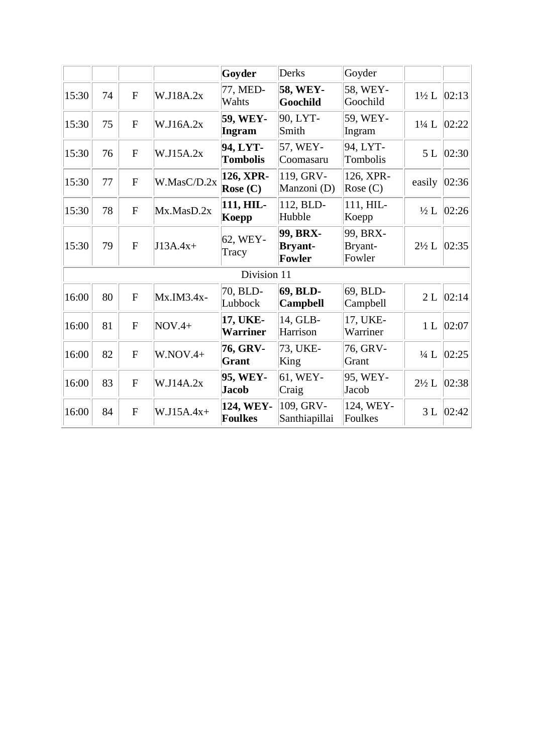| | | | | | | | | |
|---|---|---|---|---|---|---|---|---|
| | | | | **Goyder** | Derks | Goyder | | |
| 15:30 | 74 | F | W.J18A.2x | 77, MED-Wahts | **58, WEY-Goochild** | 58, WEY-Goochild | 1½ L | 02:13 |
| 15:30 | 75 | F | W.J16A.2x | **59, WEY-Ingram** | 90, LYT-Smith | 59, WEY-Ingram | 1¼ L | 02:22 |
| 15:30 | 76 | F | W.J15A.2x | **94, LYT-Tombolis** | 57, WEY-Coomasaru | 94, LYT-Tombolis | 5 L | 02:30 |
| 15:30 | 77 | F | W.MasC/D.2x | **126, XPR-Rose (C)** | 119, GRV-Manzoni (D) | 126, XPR-Rose (C) | easily | 02:36 |
| 15:30 | 78 | F | Mx.MasD.2x | **111, HIL-Koepp** | 112, BLD-Hubble | 111, HIL-Koepp | ½ L | 02:26 |
| 15:30 | 79 | F | J13A.4x+ | 62, WEY-Tracy | **99, BRX-Bryant-Fowler** | 99, BRX-Bryant-Fowler | 2½ L | 02:35 |
| Division 11 | | | | | | | | |
| 16:00 | 80 | F | Mx.IM3.4x- | 70, BLD-Lubbock | **69, BLD-Campbell** | 69, BLD-Campbell | 2 L | 02:14 |
| 16:00 | 81 | F | NOV.4+ | **17, UKE-Warriner** | 14, GLB-Harrison | 17, UKE-Warriner | 1 L | 02:07 |
| 16:00 | 82 | F | W.NOV.4+ | **76, GRV-Grant** | 73, UKE-King | 76, GRV-Grant | ¼ L | 02:25 |
| 16:00 | 83 | F | W.J14A.2x | **95, WEY-Jacob** | 61, WEY-Craig | 95, WEY-Jacob | 2½ L | 02:38 |
| 16:00 | 84 | F | W.J15A.4x+ | **124, WEY-Foulkes** | 109, GRV-Santhiapillai | 124, WEY-Foulkes | 3 L | 02:42 |